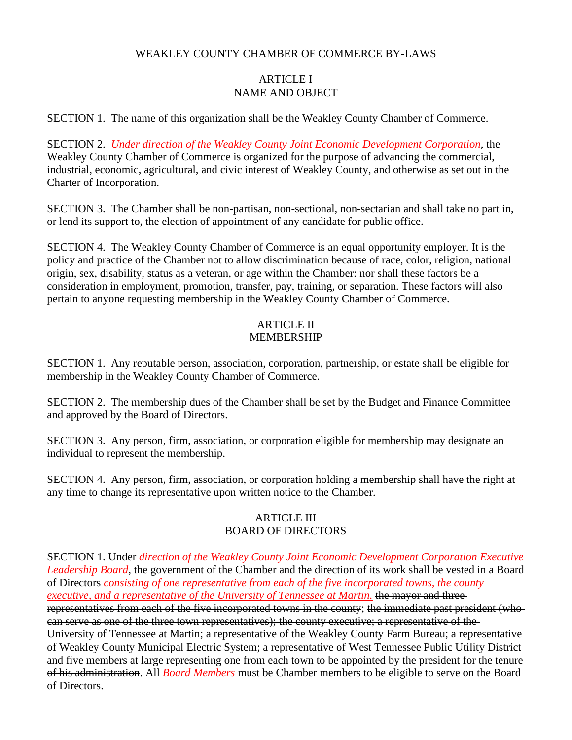# WEAKLEY COUNTY CHAMBER OF COMMERCE BY-LAWS

## ARTICLE I
## NAME AND OBJECT

SECTION 1. The name of this organization shall be the Weakley County Chamber of Commerce.

SECTION 2. *Under direction of the Weakley County Joint Economic Development Corporation*, the Weakley County Chamber of Commerce is organized for the purpose of advancing the commercial, industrial, economic, agricultural, and civic interest of Weakley County, and otherwise as set out in the Charter of Incorporation.

SECTION 3. The Chamber shall be non-partisan, non-sectional, non-sectarian and shall take no part in, or lend its support to, the election of appointment of any candidate for public office.

SECTION 4. The Weakley County Chamber of Commerce is an equal opportunity employer. It is the policy and practice of the Chamber not to allow discrimination because of race, color, religion, national origin, sex, disability, status as a veteran, or age within the Chamber: nor shall these factors be a consideration in employment, promotion, transfer, pay, training, or separation. These factors will also pertain to anyone requesting membership in the Weakley County Chamber of Commerce.

## ARTICLE II
## MEMBERSHIP

SECTION 1. Any reputable person, association, corporation, partnership, or estate shall be eligible for membership in the Weakley County Chamber of Commerce.

SECTION 2. The membership dues of the Chamber shall be set by the Budget and Finance Committee and approved by the Board of Directors.

SECTION 3. Any person, firm, association, or corporation eligible for membership may designate an individual to represent the membership.

SECTION 4. Any person, firm, association, or corporation holding a membership shall have the right at any time to change its representative upon written notice to the Chamber.

## ARTICLE III
## BOARD OF DIRECTORS

SECTION 1. Under *direction of the Weakley County Joint Economic Development Corporation Executive Leadership Board*, the government of the Chamber and the direction of its work shall be vested in a Board of Directors *consisting of one representative from each of the five incorporated towns, the county executive, and a representative of the University of Tennessee at Martin.* ~~the mayor and three representatives from each of the five incorporated towns in the county~~; ~~the immediate past president (who can serve as one of the three town representatives); the county executive; a representative of the University of Tennessee at Martin; a representative of the Weakley County Farm Bureau; a representative of Weakley County Municipal Electric System; a representative of West Tennessee Public Utility District and five members at large representing one from each town to be appointed by the president for the tenure of his administration~~. All *Board Members* must be Chamber members to be eligible to serve on the Board of Directors.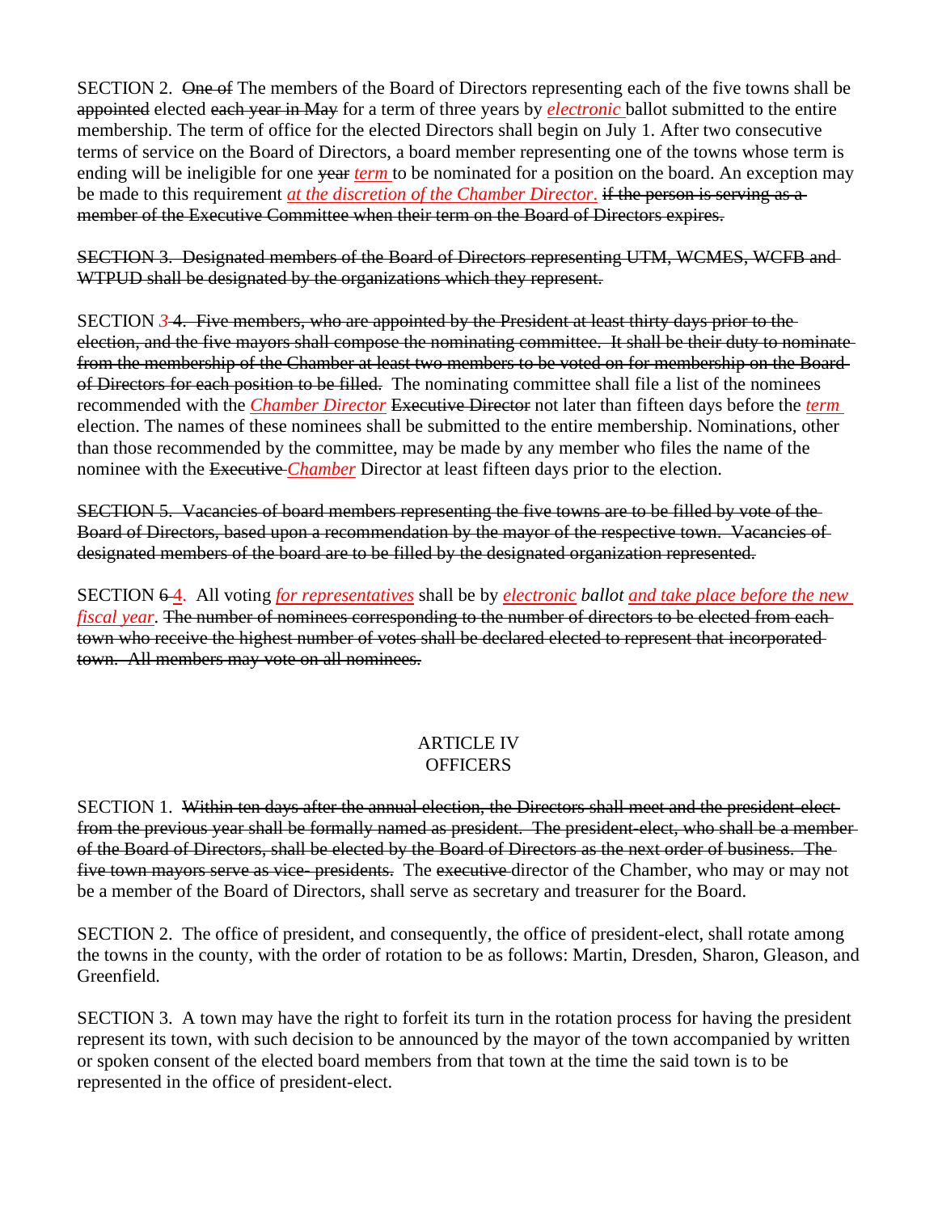SECTION 2. ~~One of~~ The members of the Board of Directors representing each of the five towns shall be ~~appointed~~ elected ~~each year in May~~ for a term of three years by *electronic* ballot submitted to the entire membership. The term of office for the elected Directors shall begin on July 1. After two consecutive terms of service on the Board of Directors, a board member representing one of the towns whose term is ending will be ineligible for one ~~year~~ *term* to be nominated for a position on the board. An exception may be made to this requirement *at the discretion of the Chamber Director.* ~~if the person is serving as a member of the Executive Committee when their term on the Board of Directors expires.~~

~~SECTION 3. Designated members of the Board of Directors representing UTM, WCMES, WCFB and WTPUD shall be designated by the organizations which they represent.~~

SECTION *3* ~~4. Five members, who are appointed by the President at least thirty days prior to the election, and the five mayors shall compose the nominating committee. It shall be their duty to nominate from the membership of the Chamber at least two members to be voted on for membership on the Board of Directors for each position to be filled.~~ The nominating committee shall file a list of the nominees recommended with the *Chamber Director* ~~Executive Director~~ not later than fifteen days before the *term* election. The names of these nominees shall be submitted to the entire membership. Nominations, other than those recommended by the committee, may be made by any member who files the name of the nominee with the ~~Executive~~ *Chamber* Director at least fifteen days prior to the election.

~~SECTION 5. Vacancies of board members representing the five towns are to be filled by vote of the Board of Directors, based upon a recommendation by the mayor of the respective town. Vacancies of designated members of the board are to be filled by the designated organization represented.~~

SECTION ~~6~~ 4. All voting *for representatives* shall be by *electronic* *ballot* *and take place before the new fiscal year*. ~~The number of nominees corresponding to the number of directors to be elected from each town who receive the highest number of votes shall be declared elected to represent that incorporated town. All members may vote on all nominees.~~

## ARTICLE IV
## OFFICERS

SECTION 1. ~~Within ten days after the annual election, the Directors shall meet and the president-elect from the previous year shall be formally named as president. The president-elect, who shall be a member of the Board of Directors, shall be elected by the Board of Directors as the next order of business. The five town mayors serve as vice- presidents.~~ The ~~executive~~ director of the Chamber, who may or may not be a member of the Board of Directors, shall serve as secretary and treasurer for the Board.

SECTION 2. The office of president, and consequently, the office of president-elect, shall rotate among the towns in the county, with the order of rotation to be as follows: Martin, Dresden, Sharon, Gleason, and Greenfield.

SECTION 3. A town may have the right to forfeit its turn in the rotation process for having the president represent its town, with such decision to be announced by the mayor of the town accompanied by written or spoken consent of the elected board members from that town at the time the said town is to be represented in the office of president-elect.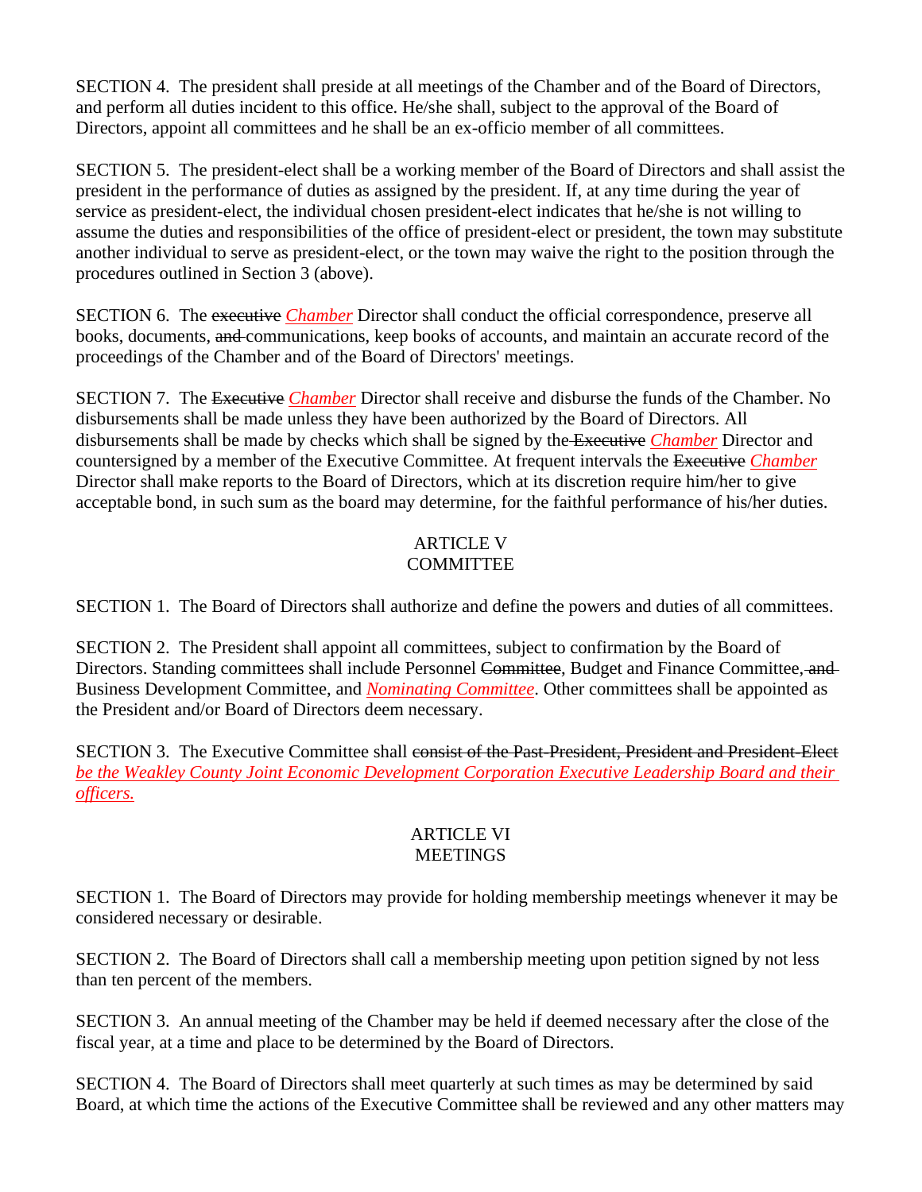SECTION 4. The president shall preside at all meetings of the Chamber and of the Board of Directors, and perform all duties incident to this office. He/she shall, subject to the approval of the Board of Directors, appoint all committees and he shall be an ex-officio member of all committees.

SECTION 5. The president-elect shall be a working member of the Board of Directors and shall assist the president in the performance of duties as assigned by the president. If, at any time during the year of service as president-elect, the individual chosen president-elect indicates that he/she is not willing to assume the duties and responsibilities of the office of president-elect or president, the town may substitute another individual to serve as president-elect, or the town may waive the right to the position through the procedures outlined in Section 3 (above).

SECTION 6. The ~~executive~~ *Chamber* Director shall conduct the official correspondence, preserve all books, documents, ~~and~~ communications, keep books of accounts, and maintain an accurate record of the proceedings of the Chamber and of the Board of Directors' meetings.

SECTION 7. The ~~Executive~~ *Chamber* Director shall receive and disburse the funds of the Chamber. No disbursements shall be made unless they have been authorized by the Board of Directors. All disbursements shall be made by checks which shall be signed by the ~~Executive~~ *Chamber* Director and countersigned by a member of the Executive Committee. At frequent intervals the ~~Executive~~ *Chamber* Director shall make reports to the Board of Directors, which at its discretion require him/her to give acceptable bond, in such sum as the board may determine, for the faithful performance of his/her duties.

## ARTICLE V
## COMMITTEE

SECTION 1. The Board of Directors shall authorize and define the powers and duties of all committees.

SECTION 2. The President shall appoint all committees, subject to confirmation by the Board of Directors. Standing committees shall include Personnel ~~Committee~~, Budget and Finance Committee, ~~and~~ Business Development Committee, and *Nominating Committee*. Other committees shall be appointed as the President and/or Board of Directors deem necessary.

SECTION 3. The Executive Committee shall ~~consist of the Past-President, President and President-Elect~~ *be the Weakley County Joint Economic Development Corporation Executive Leadership Board and their officers.*

## ARTICLE VI
## MEETINGS

SECTION 1. The Board of Directors may provide for holding membership meetings whenever it may be considered necessary or desirable.

SECTION 2. The Board of Directors shall call a membership meeting upon petition signed by not less than ten percent of the members.

SECTION 3. An annual meeting of the Chamber may be held if deemed necessary after the close of the fiscal year, at a time and place to be determined by the Board of Directors.

SECTION 4. The Board of Directors shall meet quarterly at such times as may be determined by said Board, at which time the actions of the Executive Committee shall be reviewed and any other matters may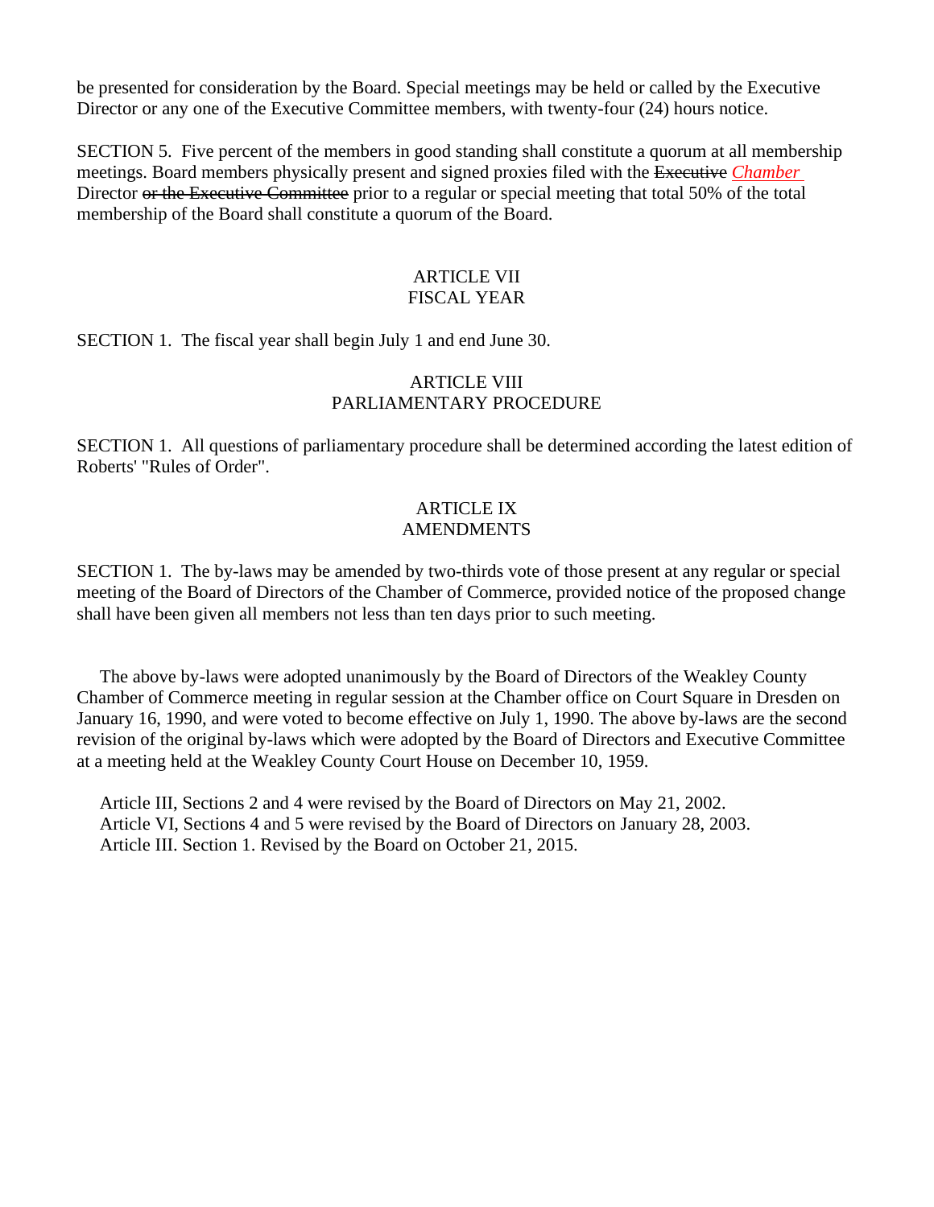be presented for consideration by the Board. Special meetings may be held or called by the Executive Director or any one of the Executive Committee members, with twenty-four (24) hours notice.

SECTION 5. Five percent of the members in good standing shall constitute a quorum at all membership meetings. Board members physically present and signed proxies filed with the ~~Executive~~ *Chamber* Director ~~or the Executive Committee~~ prior to a regular or special meeting that total 50% of the total membership of the Board shall constitute a quorum of the Board.

## ARTICLE VII
## FISCAL YEAR

SECTION 1. The fiscal year shall begin July 1 and end June 30.

## ARTICLE VIII
## PARLIAMENTARY PROCEDURE

SECTION 1. All questions of parliamentary procedure shall be determined according the latest edition of Roberts' "Rules of Order".

## ARTICLE IX
## AMENDMENTS

SECTION 1. The by-laws may be amended by two-thirds vote of those present at any regular or special meeting of the Board of Directors of the Chamber of Commerce, provided notice of the proposed change shall have been given all members not less than ten days prior to such meeting.

The above by-laws were adopted unanimously by the Board of Directors of the Weakley County Chamber of Commerce meeting in regular session at the Chamber office on Court Square in Dresden on January 16, 1990, and were voted to become effective on July 1, 1990. The above by-laws are the second revision of the original by-laws which were adopted by the Board of Directors and Executive Committee at a meeting held at the Weakley County Court House on December 10, 1959.

Article III, Sections 2 and 4 were revised by the Board of Directors on May 21, 2002.
Article VI, Sections 4 and 5 were revised by the Board of Directors on January 28, 2003.
Article III. Section 1. Revised by the Board on October 21, 2015.